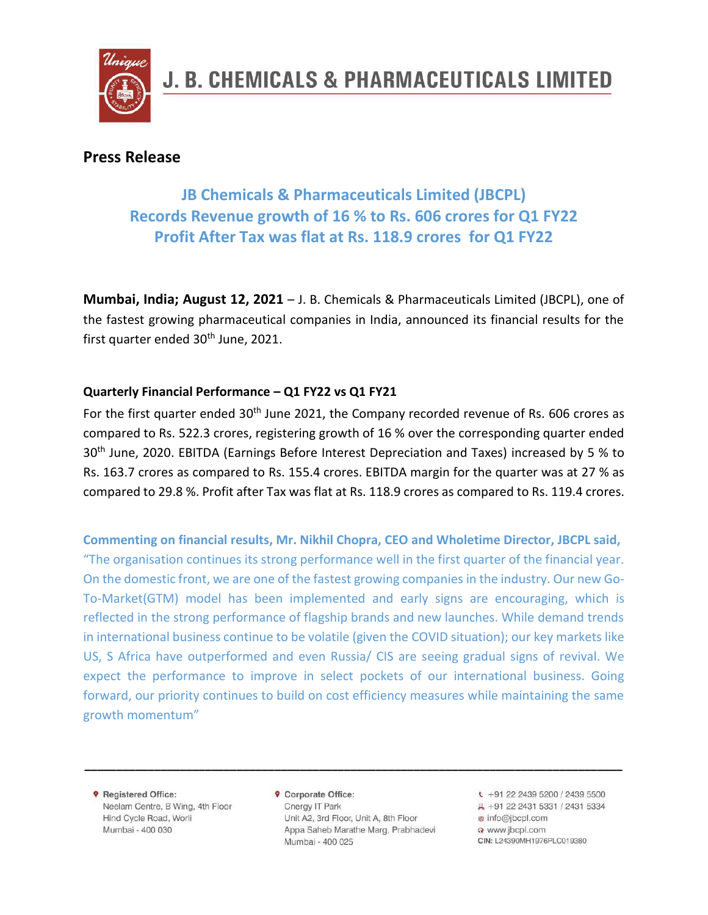# J. B. CHEMICALS & PHARMACEUTICALS LIMITED

## Press Release

### JB Chemicals & Pharmaceuticals Limited (JBCPL)
### Records Revenue growth of 16 % to Rs. 606 crores for Q1 FY22
### Profit After Tax was flat at Rs. 118.9 crores for Q1 FY22

**Mumbai, India; August 12, 2021** – J. B. Chemicals & Pharmaceuticals Limited (JBCPL), one of the fastest growing pharmaceutical companies in India, announced its financial results for the first quarter ended 30th June, 2021.

**Quarterly Financial Performance – Q1 FY22 vs Q1 FY21**

For the first quarter ended 30th June 2021, the Company recorded revenue of Rs. 606 crores as compared to Rs. 522.3 crores, registering growth of 16 % over the corresponding quarter ended 30th June, 2020. EBITDA (Earnings Before Interest Depreciation and Taxes) increased by 5 % to Rs. 163.7 crores as compared to Rs. 155.4 crores. EBITDA margin for the quarter was at 27 % as compared to 29.8 %. Profit after Tax was flat at Rs. 118.9 crores as compared to Rs. 119.4 crores.

**Commenting on financial results, Mr. Nikhil Chopra, CEO and Wholetime Director, JBCPL said,** "The organisation continues its strong performance well in the first quarter of the financial year. On the domestic front, we are one of the fastest growing companies in the industry. Our new Go-To-Market(GTM) model has been implemented and early signs are encouraging, which is reflected in the strong performance of flagship brands and new launches. While demand trends in international business continue to be volatile (given the COVID situation); our key markets like US, S Africa have outperformed and even Russia/ CIS are seeing gradual signs of revival. We expect the performance to improve in select pockets of our international business. Going forward, our priority continues to build on cost efficiency measures while maintaining the same growth momentum"

---

**Registered Office:**
Neelam Centre, B Wing, 4th Floor
Hind Cycle Road, Worli
Mumbai - 400 030

**Corporate Office:**
Cnergy IT Park
Unit A2, 3rd Floor, Unit A, 8th Floor
Appa Saheb Marathe Marg, Prabhadevi
Mumbai - 400 025

+91 22 2439 5200 / 2439 5500
+91 22 2431 5331 / 2431 5334
info@jbcpl.com
www.jbcpl.com
CIN: L24390MH1976PLC019380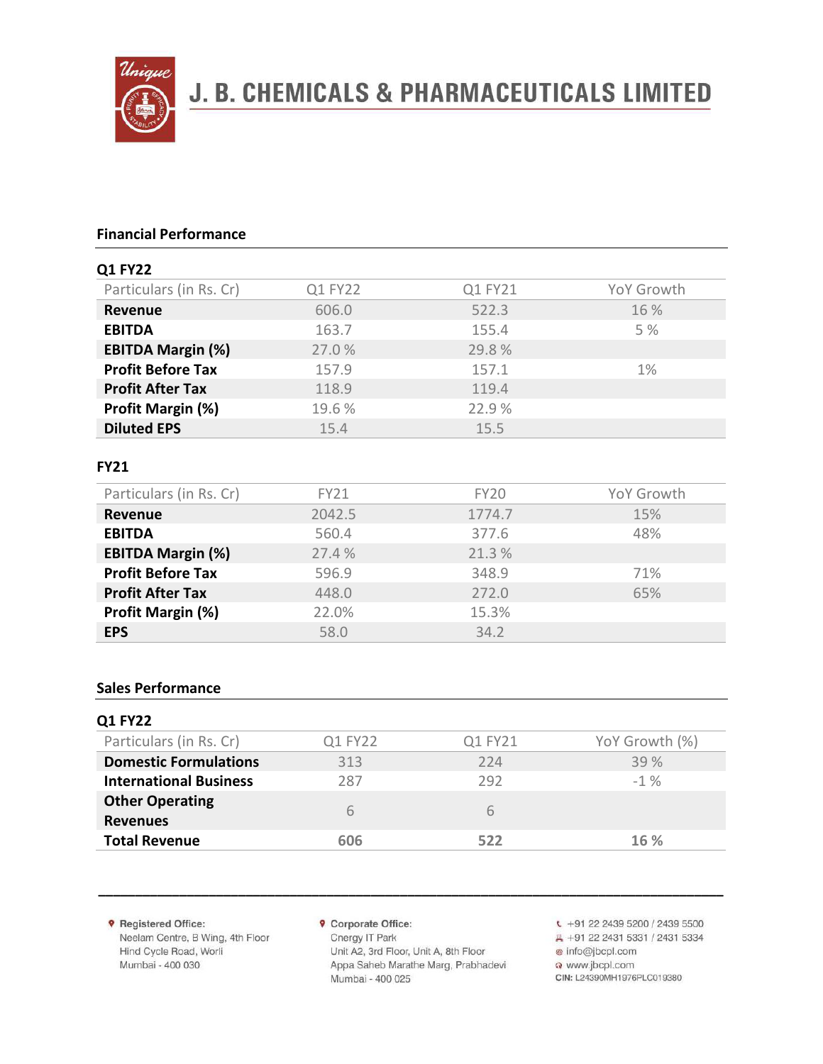## Financial Performance

### Q1 FY22

| Particulars (in Rs. Cr) | Q1 FY22 | Q1 FY21 | YoY Growth |
|---|---|---|---|
| **Revenue** | 606.0 | 522.3 | 16 % |
| **EBITDA** | 163.7 | 155.4 | 5 % |
| **EBITDA Margin (%)** | 27.0 % | 29.8 % | |
| **Profit Before Tax** | 157.9 | 157.1 | 1% |
| **Profit After Tax** | 118.9 | 119.4 | |
| **Profit Margin (%)** | 19.6 % | 22.9 % | |
| **Diluted EPS** | 15.4 | 15.5 | |

### FY21

| Particulars (in Rs. Cr) | FY21 | FY20 | YoY Growth |
|---|---|---|---|
| **Revenue** | 2042.5 | 1774.7 | 15% |
| **EBITDA** | 560.4 | 377.6 | 48% |
| **EBITDA Margin (%)** | 27.4 % | 21.3 % | |
| **Profit Before Tax** | 596.9 | 348.9 | 71% |
| **Profit After Tax** | 448.0 | 272.0 | 65% |
| **Profit Margin (%)** | 22.0% | 15.3% | |
| **EPS** | 58.0 | 34.2 | |

## Sales Performance

### Q1 FY22

| Particulars (in Rs. Cr) | Q1 FY22 | Q1 FY21 | YoY Growth (%) |
|---|---|---|---|
| **Domestic Formulations** | 313 | 224 | 39 % |
| **International Business** | 287 | 292 | -1 % |
| **Other Operating Revenues** | 6 | 6 | |
| **Total Revenue** | **606** | **522** | **16 %** |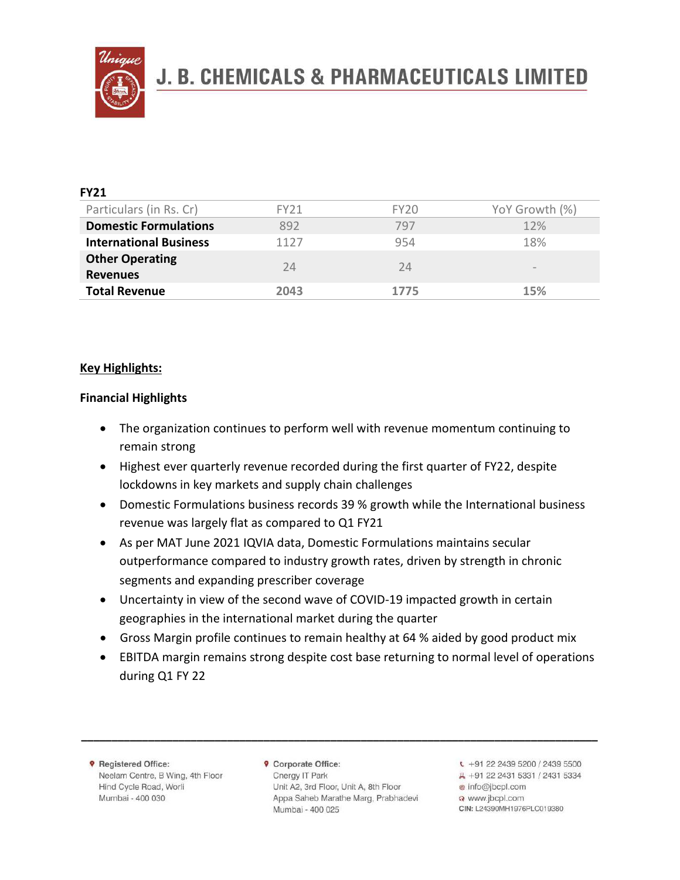**FY21**

| Particulars (in Rs. Cr) | FY21 | FY20 | YoY Growth (%) |
| --- | --- | --- | --- |
| **Domestic Formulations** | 892 | 797 | 12% |
| **International Business** | 1127 | 954 | 18% |
| **Other Operating Revenues** | 24 | 24 | - |
| **Total Revenue** | **2043** | **1775** | **15%** |

**Key Highlights:**

**Financial Highlights**

- The organization continues to perform well with revenue momentum continuing to remain strong
- Highest ever quarterly revenue recorded during the first quarter of FY22, despite lockdowns in key markets and supply chain challenges
- Domestic Formulations business records 39 % growth while the International business revenue was largely flat as compared to Q1 FY21
- As per MAT June 2021 IQVIA data, Domestic Formulations maintains secular outperformance compared to industry growth rates, driven by strength in chronic segments and expanding prescriber coverage
- Uncertainty in view of the second wave of COVID-19 impacted growth in certain geographies in the international market during the quarter
- Gross Margin profile continues to remain healthy at 64 % aided by good product mix
- EBITDA margin remains strong despite cost base returning to normal level of operations during Q1 FY 22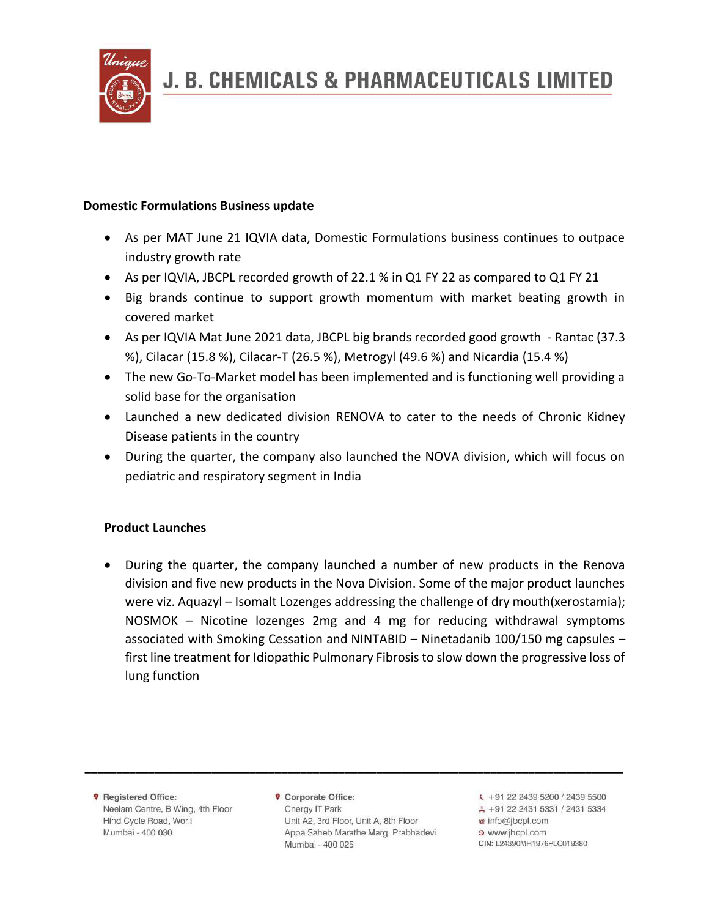## Domestic Formulations Business update

- As per MAT June 21 IQVIA data, Domestic Formulations business continues to outpace industry growth rate
- As per IQVIA, JBCPL recorded growth of 22.1 % in Q1 FY 22 as compared to Q1 FY 21
- Big brands continue to support growth momentum with market beating growth in covered market
- As per IQVIA Mat June 2021 data, JBCPL big brands recorded good growth - Rantac (37.3 %), Cilacar (15.8 %), Cilacar-T (26.5 %), Metrogyl (49.6 %) and Nicardia (15.4 %)
- The new Go-To-Market model has been implemented and is functioning well providing a solid base for the organisation
- Launched a new dedicated division RENOVA to cater to the needs of Chronic Kidney Disease patients in the country
- During the quarter, the company also launched the NOVA division, which will focus on pediatric and respiratory segment in India

## Product Launches

- During the quarter, the company launched a number of new products in the Renova division and five new products in the Nova Division. Some of the major product launches were viz. Aquazyl – Isomalt Lozenges addressing the challenge of dry mouth(xerostamia); NOSMOK – Nicotine lozenges 2mg and 4 mg for reducing withdrawal symptoms associated with Smoking Cessation and NINTABID – Ninetadanib 100/150 mg capsules – first line treatment for Idiopathic Pulmonary Fibrosis to slow down the progressive loss of lung function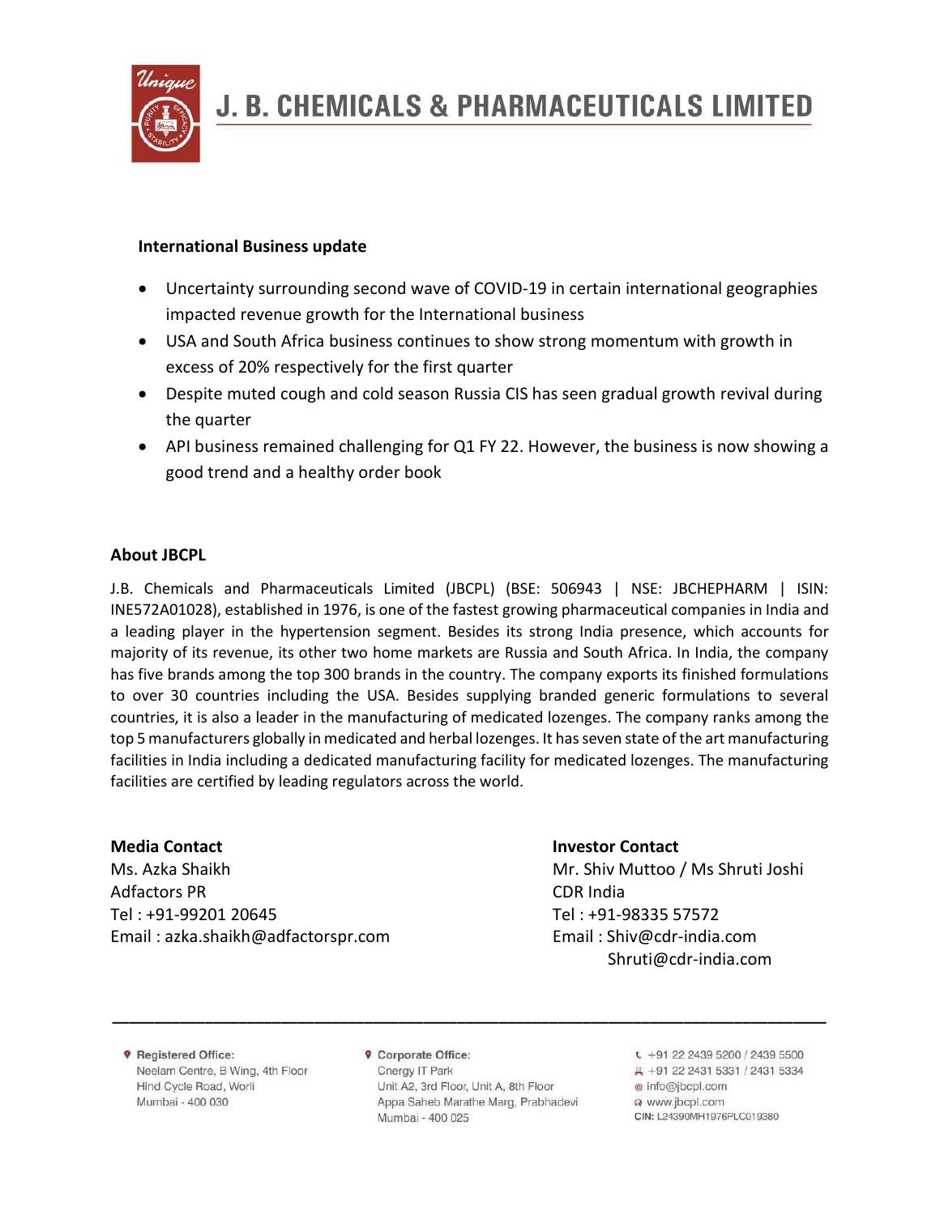### International Business update

- Uncertainty surrounding second wave of COVID-19 in certain international geographies impacted revenue growth for the International business
- USA and South Africa business continues to show strong momentum with growth in excess of 20% respectively for the first quarter
- Despite muted cough and cold season Russia CIS has seen gradual growth revival during the quarter
- API business remained challenging for Q1 FY 22. However, the business is now showing a good trend and a healthy order book

### About JBCPL

J.B. Chemicals and Pharmaceuticals Limited (JBCPL) (BSE: 506943 | NSE: JBCHEPHARM | ISIN: INE572A01028), established in 1976, is one of the fastest growing pharmaceutical companies in India and a leading player in the hypertension segment. Besides its strong India presence, which accounts for majority of its revenue, its other two home markets are Russia and South Africa. In India, the company has five brands among the top 300 brands in the country. The company exports its finished formulations to over 30 countries including the USA. Besides supplying branded generic formulations to several countries, it is also a leader in the manufacturing of medicated lozenges. The company ranks among the top 5 manufacturers globally in medicated and herbal lozenges. It has seven state of the art manufacturing facilities in India including a dedicated manufacturing facility for medicated lozenges. The manufacturing facilities are certified by leading regulators across the world.

**Media Contact**
Ms. Azka Shaikh
Adfactors PR
Tel : +91-99201 20645
Email : azka.shaikh@adfactorspr.com

**Investor Contact**
Mr. Shiv Muttoo / Ms Shruti Joshi
CDR India
Tel : +91-98335 57572
Email : Shiv@cdr-india.com
Shruti@cdr-india.com